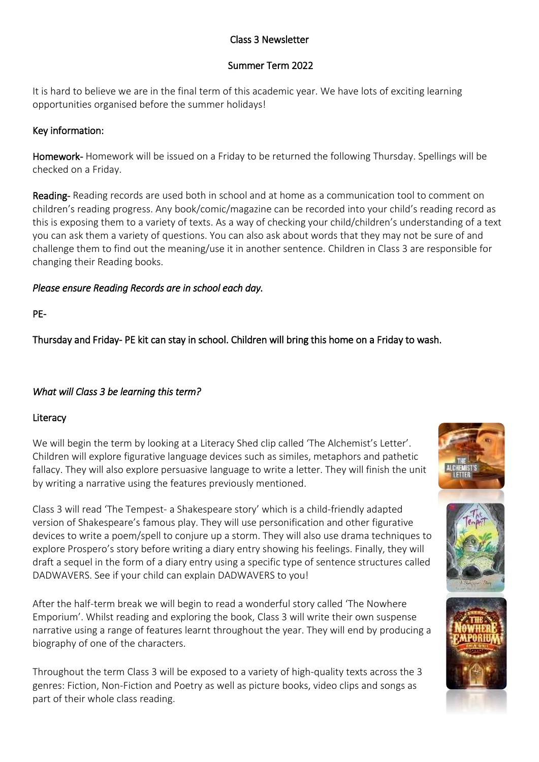# Class 3 Newsletter

## Summer Term 2022

It is hard to believe we are in the final term of this academic year. We have lots of exciting learning opportunities organised before the summer holidays!

### Key information:

**Homework**- Homework will be issued on a Friday to be returned the following Thursday. Spellings will be checked on a Friday.

**Reading**- Reading records are used both in school and at home as a communication tool to comment on children's reading progress. Any book/comic/magazine can be recorded into your child's reading record as this is exposing them to a variety of texts. As a way of checking your child/children's understanding of a text you can ask them a variety of questions. You can also ask about words that they may not be sure of and challenge them to find out the meaning/use it in another sentence. Children in Class 3 are responsible for changing their Reading books.

*Please ensure Reading Records are in school each day.*

PE-

Thursday and Friday- PE kit can stay in school. Children will bring this home on a Friday to wash.

### *What will Class 3 be learning this term?*

#### Literacy

We will begin the term by looking at a Literacy Shed clip called 'The Alchemist's Letter'. Children will explore figurative language devices such as similes, metaphors and pathetic fallacy. They will also explore persuasive language to write a letter. They will finish the unit by writing a narrative using the features previously mentioned.

Class 3 will read 'The Tempest- a Shakespeare story' which is a child-friendly adapted version of Shakespeare's famous play. They will use personification and other figurative devices to write a poem/spell to conjure up a storm. They will also use drama techniques to explore Prospero's story before writing a diary entry showing his feelings. Finally, they will draft a sequel in the form of a diary entry using a specific type of sentence structures called DADWAVERS. See if your child can explain DADWAVERS to you!

After the half-term break we will begin to read a wonderful story called 'The Nowhere Emporium'. Whilst reading and exploring the book, Class 3 will write their own suspense narrative using a range of features learnt throughout the year. They will end by producing a biography of one of the characters.

Throughout the term Class 3 will be exposed to a variety of high-quality texts across the 3 genres: Fiction, Non-Fiction and Poetry as well as picture books, video clips and songs as part of their whole class reading.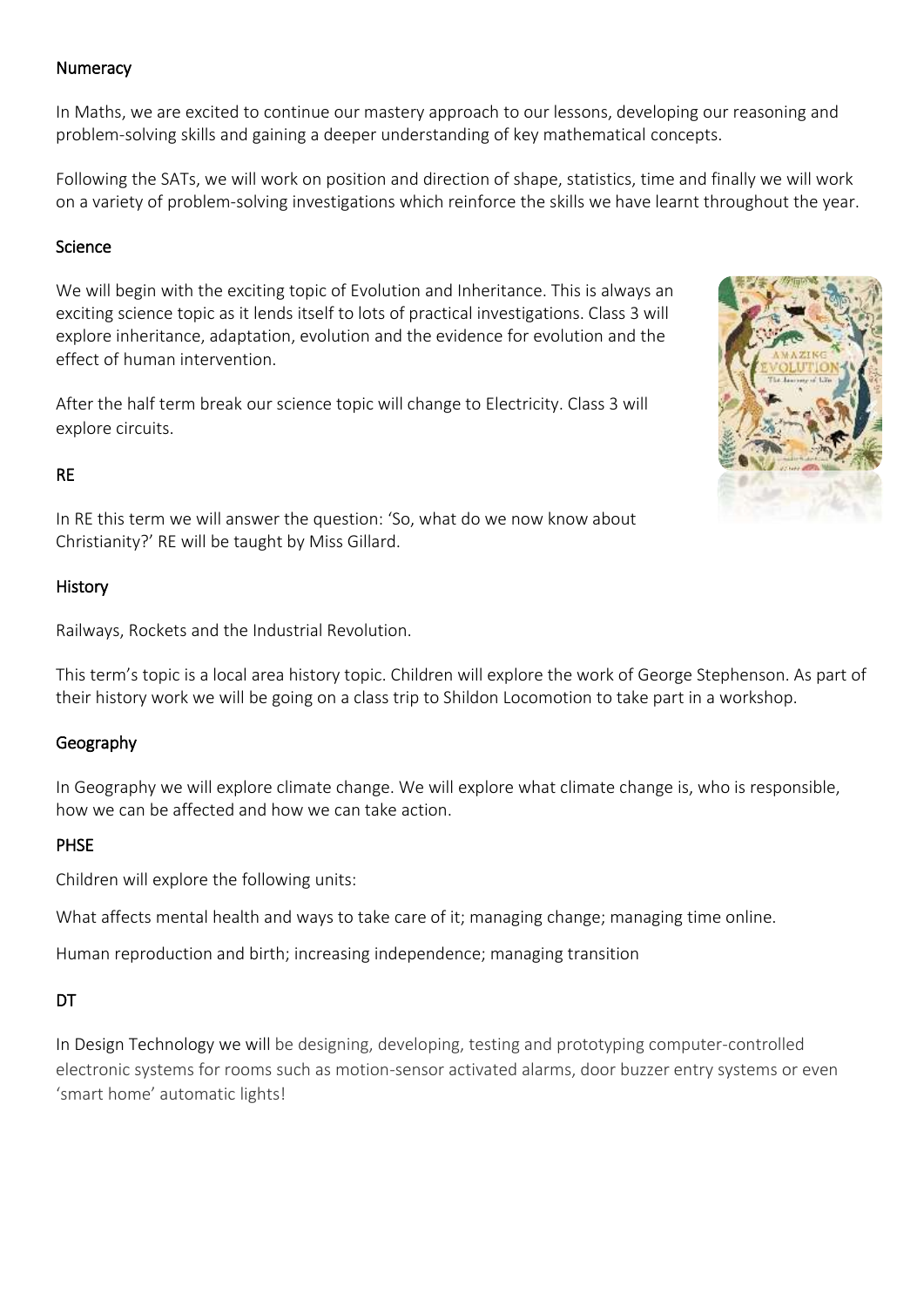## Numeracy

In Maths, we are excited to continue our mastery approach to our lessons, developing our reasoning and problem-solving skills and gaining a deeper understanding of key mathematical concepts.

Following the SATs, we will work on position and direction of shape, statistics, time and finally we will work on a variety of problem-solving investigations which reinforce the skills we have learnt throughout the year.

## Science

We will begin with the exciting topic of Evolution and Inheritance. This is always an exciting science topic as it lends itself to lots of practical investigations. Class 3 will explore inheritance, adaptation, evolution and the evidence for evolution and the effect of human intervention.

After the half term break our science topic will change to Electricity. Class 3 will explore circuits.

## RE

In RE this term we will answer the question: 'So, what do we now know about Christianity?' RE will be taught by Miss Gillard.

## History

Railways, Rockets and the Industrial Revolution.

This term's topic is a local area history topic. Children will explore the work of George Stephenson. As part of their history work we will be going on a class trip to Shildon Locomotion to take part in a workshop.

## Geography

In Geography we will explore climate change. We will explore what climate change is, who is responsible, how we can be affected and how we can take action.

## PHSE

Children will explore the following units:

What affects mental health and ways to take care of it; managing change; managing time online.

Human reproduction and birth; increasing independence; managing transition

## DT

In Design Technology we will be designing, developing, testing and prototyping computer-controlled electronic systems for rooms such as motion-sensor activated alarms, door buzzer entry systems or even 'smart home' automatic lights!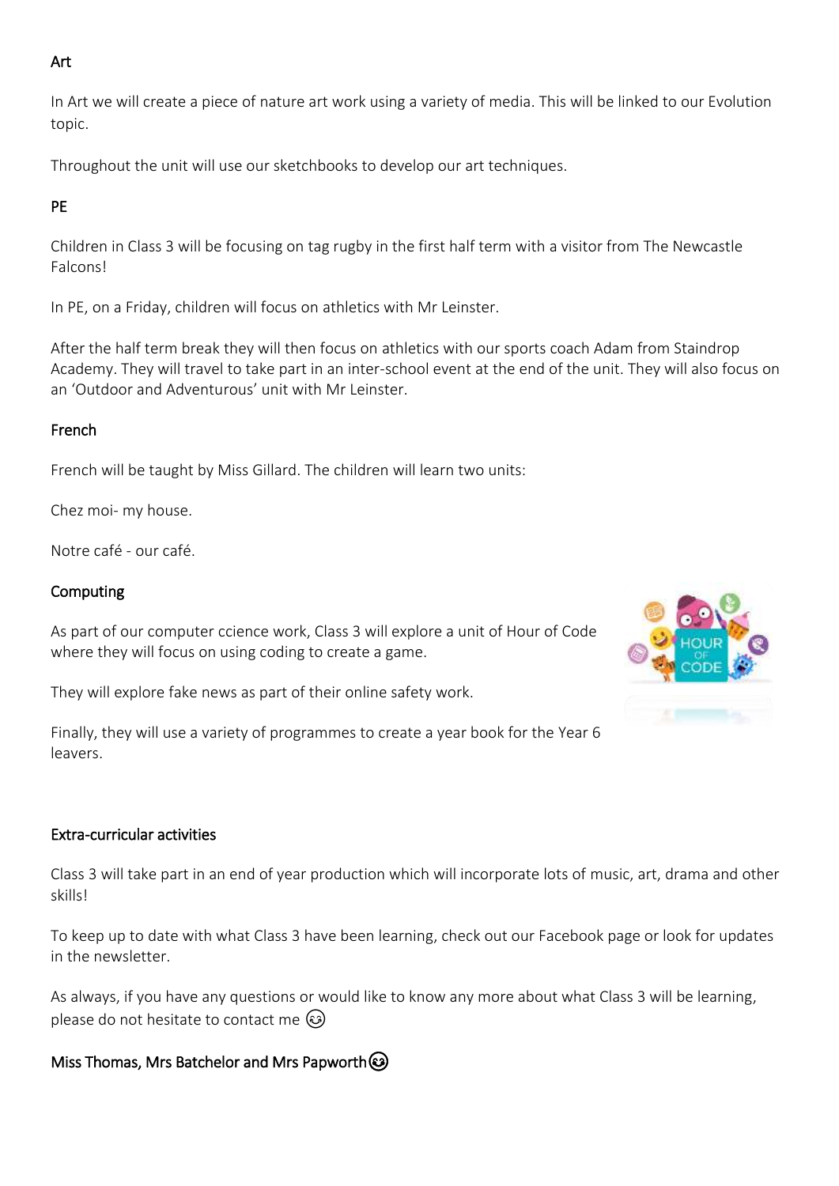## Art

In Art we will create a piece of nature art work using a variety of media. This will be linked to our Evolution topic.

Throughout the unit will use our sketchbooks to develop our art techniques.

## PE

Children in Class 3 will be focusing on tag rugby in the first half term with a visitor from The Newcastle Falcons!

In PE, on a Friday, children will focus on athletics with Mr Leinster.

After the half term break they will then focus on athletics with our sports coach Adam from Staindrop Academy. They will travel to take part in an inter-school event at the end of the unit. They will also focus on an 'Outdoor and Adventurous' unit with Mr Leinster.

## French

French will be taught by Miss Gillard. The children will learn two units:

Chez moi- my house.

Notre café - our café.

## Computing

As part of our computer ccience work, Class 3 will explore a unit of Hour of Code where they will focus on using coding to create a game.

They will explore fake news as part of their online safety work.

Finally, they will use a variety of programmes to create a year book for the Year 6 leavers.

## Extra-curricular activities

Class 3 will take part in an end of year production which will incorporate lots of music, art, drama and other skills!

To keep up to date with what Class 3 have been learning, check out our Facebook page or look for updates in the newsletter.

As always, if you have any questions or would like to know any more about what Class 3 will be learning, please do not hesitate to contact me 😊

Miss Thomas, Mrs Batchelor and Mrs Papworth😊